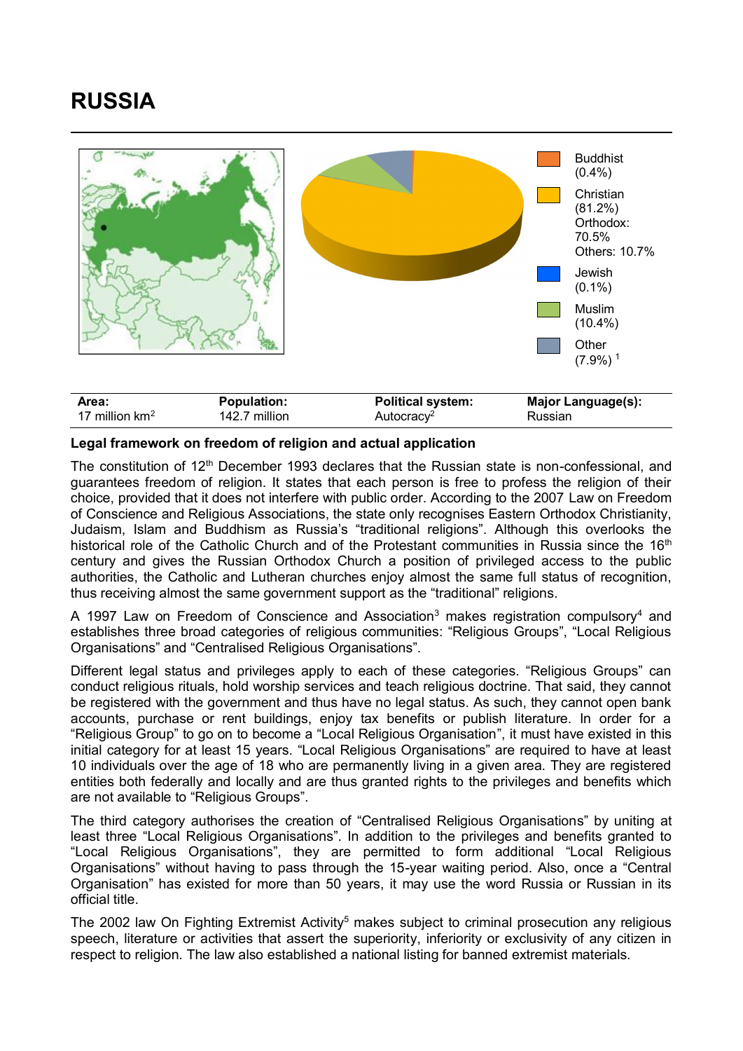# RUSSIA

Buddhist (0.4%)

Christian (81.2%)
Orthodox: 70.5%
Others: 10.7%

Jewish (0.1%)

Muslim (10.4%)

Other (7.9%) [1]

| Area: | Population: | Political system: | Major Language(s): |
|---|---|---|---|
| 17 million km$^2$ | 142.7 million | Autocracy[2] | Russian |

**Legal framework on freedom of religion and actual application**

The constitution of 12th December 1993 declares that the Russian state is non-confessional, and guarantees freedom of religion. It states that each person is free to profess the religion of their choice, provided that it does not interfere with public order. According to the 2007 Law on Freedom of Conscience and Religious Associations, the state only recognises Eastern Orthodox Christianity, Judaism, Islam and Buddhism as Russia's "traditional religions". Although this overlooks the historical role of the Catholic Church and of the Protestant communities in Russia since the 16th century and gives the Russian Orthodox Church a position of privileged access to the public authorities, the Catholic and Lutheran churches enjoy almost the same full status of recognition, thus receiving almost the same government support as the "traditional" religions.

A 1997 Law on Freedom of Conscience and Association[3] makes registration compulsory[4] and establishes three broad categories of religious communities: "Religious Groups", "Local Religious Organisations" and "Centralised Religious Organisations".

Different legal status and privileges apply to each of these categories. "Religious Groups" can conduct religious rituals, hold worship services and teach religious doctrine. That said, they cannot be registered with the government and thus have no legal status. As such, they cannot open bank accounts, purchase or rent buildings, enjoy tax benefits or publish literature. In order for a "Religious Group" to go on to become a "Local Religious Organisation", it must have existed in this initial category for at least 15 years. "Local Religious Organisations" are required to have at least 10 individuals over the age of 18 who are permanently living in a given area. They are registered entities both federally and locally and are thus granted rights to the privileges and benefits which are not available to "Religious Groups".

The third category authorises the creation of "Centralised Religious Organisations" by uniting at least three "Local Religious Organisations". In addition to the privileges and benefits granted to "Local Religious Organisations", they are permitted to form additional "Local Religious Organisations" without having to pass through the 15-year waiting period. Also, once a "Central Organisation" has existed for more than 50 years, it may use the word Russia or Russian in its official title.

The 2002 law On Fighting Extremist Activity[5] makes subject to criminal prosecution any religious speech, literature or activities that assert the superiority, inferiority or exclusivity of any citizen in respect to religion. The law also established a national listing for banned extremist materials.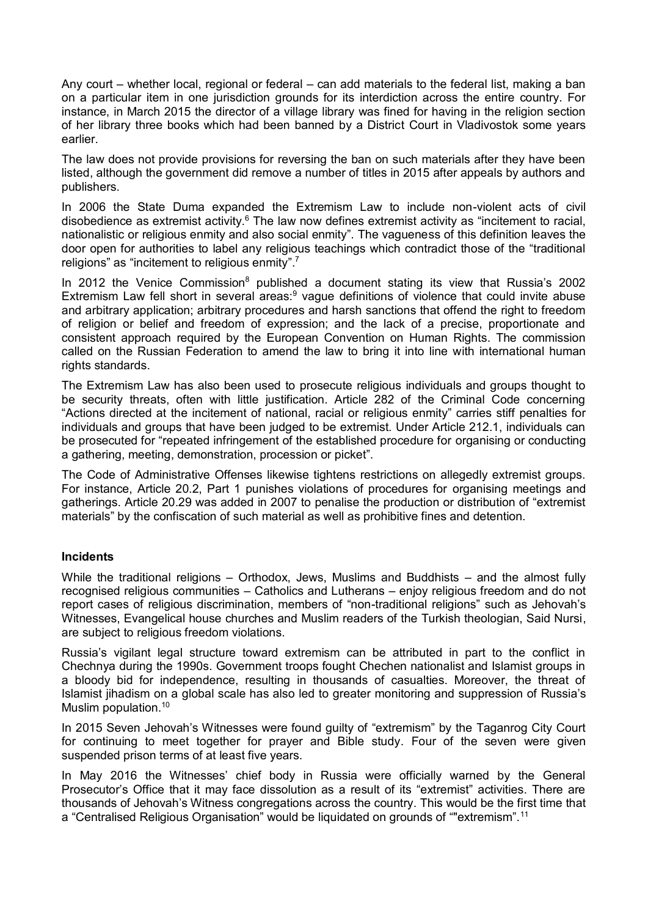Any court – whether local, regional or federal – can add materials to the federal list, making a ban on a particular item in one jurisdiction grounds for its interdiction across the entire country. For instance, in March 2015 the director of a village library was fined for having in the religion section of her library three books which had been banned by a District Court in Vladivostok some years earlier.

The law does not provide provisions for reversing the ban on such materials after they have been listed, although the government did remove a number of titles in 2015 after appeals by authors and publishers.

In 2006 the State Duma expanded the Extremism Law to include non-violent acts of civil disobedience as extremist activity.[6] The law now defines extremist activity as "incitement to racial, nationalistic or religious enmity and also social enmity". The vagueness of this definition leaves the door open for authorities to label any religious teachings which contradict those of the "traditional religions" as "incitement to religious enmity".[7]

In 2012 the Venice Commission[8] published a document stating its view that Russia's 2002 Extremism Law fell short in several areas:[9] vague definitions of violence that could invite abuse and arbitrary application; arbitrary procedures and harsh sanctions that offend the right to freedom of religion or belief and freedom of expression; and the lack of a precise, proportionate and consistent approach required by the European Convention on Human Rights. The commission called on the Russian Federation to amend the law to bring it into line with international human rights standards.

The Extremism Law has also been used to prosecute religious individuals and groups thought to be security threats, often with little justification. Article 282 of the Criminal Code concerning "Actions directed at the incitement of national, racial or religious enmity" carries stiff penalties for individuals and groups that have been judged to be extremist. Under Article 212.1, individuals can be prosecuted for "repeated infringement of the established procedure for organising or conducting a gathering, meeting, demonstration, procession or picket".

The Code of Administrative Offenses likewise tightens restrictions on allegedly extremist groups. For instance, Article 20.2, Part 1 punishes violations of procedures for organising meetings and gatherings. Article 20.29 was added in 2007 to penalise the production or distribution of "extremist materials" by the confiscation of such material as well as prohibitive fines and detention.

**Incidents**

While the traditional religions – Orthodox, Jews, Muslims and Buddhists – and the almost fully recognised religious communities – Catholics and Lutherans – enjoy religious freedom and do not report cases of religious discrimination, members of "non-traditional religions" such as Jehovah's Witnesses, Evangelical house churches and Muslim readers of the Turkish theologian, Said Nursi, are subject to religious freedom violations.

Russia's vigilant legal structure toward extremism can be attributed in part to the conflict in Chechnya during the 1990s. Government troops fought Chechen nationalist and Islamist groups in a bloody bid for independence, resulting in thousands of casualties. Moreover, the threat of Islamist jihadism on a global scale has also led to greater monitoring and suppression of Russia's Muslim population.[10]

In 2015 Seven Jehovah's Witnesses were found guilty of "extremism" by the Taganrog City Court for continuing to meet together for prayer and Bible study. Four of the seven were given suspended prison terms of at least five years.

In May 2016 the Witnesses' chief body in Russia were officially warned by the General Prosecutor's Office that it may face dissolution as a result of its "extremist" activities. There are thousands of Jehovah's Witness congregations across the country. This would be the first time that a "Centralised Religious Organisation" would be liquidated on grounds of ""extremism".[11]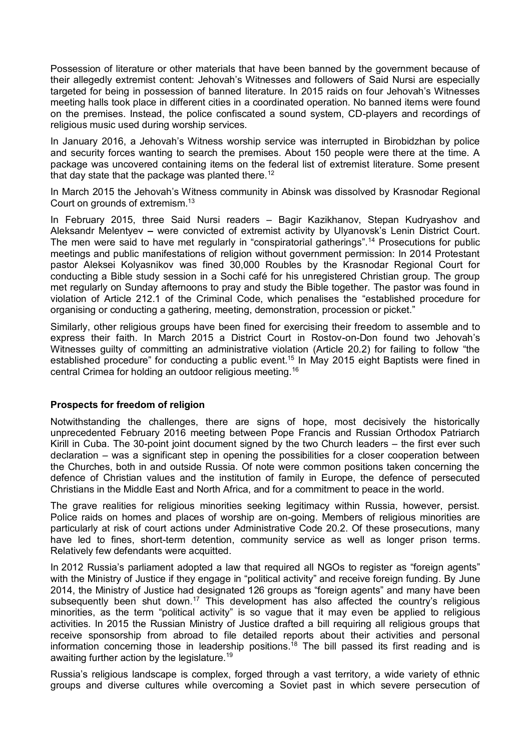Possession of literature or other materials that have been banned by the government because of their allegedly extremist content: Jehovah's Witnesses and followers of Said Nursi are especially targeted for being in possession of banned literature. In 2015 raids on four Jehovah's Witnesses meeting halls took place in different cities in a coordinated operation. No banned items were found on the premises. Instead, the police confiscated a sound system, CD-players and recordings of religious music used during worship services.

In January 2016, a Jehovah's Witness worship service was interrupted in Birobidzhan by police and security forces wanting to search the premises. About 150 people were there at the time. A package was uncovered containing items on the federal list of extremist literature. Some present that day state that the package was planted there.[12]

In March 2015 the Jehovah's Witness community in Abinsk was dissolved by Krasnodar Regional Court on grounds of extremism.[13]

In February 2015, three Said Nursi readers – Bagir Kazikhanov, Stepan Kudryashov and Aleksandr Melentyev – were convicted of extremist activity by Ulyanovsk's Lenin District Court. The men were said to have met regularly in "conspiratorial gatherings".[14] Prosecutions for public meetings and public manifestations of religion without government permission: In 2014 Protestant pastor Aleksei Kolyasnikov was fined 30,000 Roubles by the Krasnodar Regional Court for conducting a Bible study session in a Sochi café for his unregistered Christian group. The group met regularly on Sunday afternoons to pray and study the Bible together. The pastor was found in violation of Article 212.1 of the Criminal Code, which penalises the "established procedure for organising or conducting a gathering, meeting, demonstration, procession or picket."

Similarly, other religious groups have been fined for exercising their freedom to assemble and to express their faith. In March 2015 a District Court in Rostov-on-Don found two Jehovah's Witnesses guilty of committing an administrative violation (Article 20.2) for failing to follow "the established procedure" for conducting a public event.[15] In May 2015 eight Baptists were fined in central Crimea for holding an outdoor religious meeting.[16]

**Prospects for freedom of religion**

Notwithstanding the challenges, there are signs of hope, most decisively the historically unprecedented February 2016 meeting between Pope Francis and Russian Orthodox Patriarch Kirill in Cuba. The 30-point joint document signed by the two Church leaders – the first ever such declaration – was a significant step in opening the possibilities for a closer cooperation between the Churches, both in and outside Russia. Of note were common positions taken concerning the defence of Christian values and the institution of family in Europe, the defence of persecuted Christians in the Middle East and North Africa, and for a commitment to peace in the world.

The grave realities for religious minorities seeking legitimacy within Russia, however, persist. Police raids on homes and places of worship are on-going. Members of religious minorities are particularly at risk of court actions under Administrative Code 20.2. Of these prosecutions, many have led to fines, short-term detention, community service as well as longer prison terms. Relatively few defendants were acquitted.

In 2012 Russia's parliament adopted a law that required all NGOs to register as "foreign agents" with the Ministry of Justice if they engage in "political activity" and receive foreign funding. By June 2014, the Ministry of Justice had designated 126 groups as "foreign agents" and many have been subsequently been shut down.[17] This development has also affected the country's religious minorities, as the term "political activity" is so vague that it may even be applied to religious activities. In 2015 the Russian Ministry of Justice drafted a bill requiring all religious groups that receive sponsorship from abroad to file detailed reports about their activities and personal information concerning those in leadership positions.[18] The bill passed its first reading and is awaiting further action by the legislature.[19]

Russia's religious landscape is complex, forged through a vast territory, a wide variety of ethnic groups and diverse cultures while overcoming a Soviet past in which severe persecution of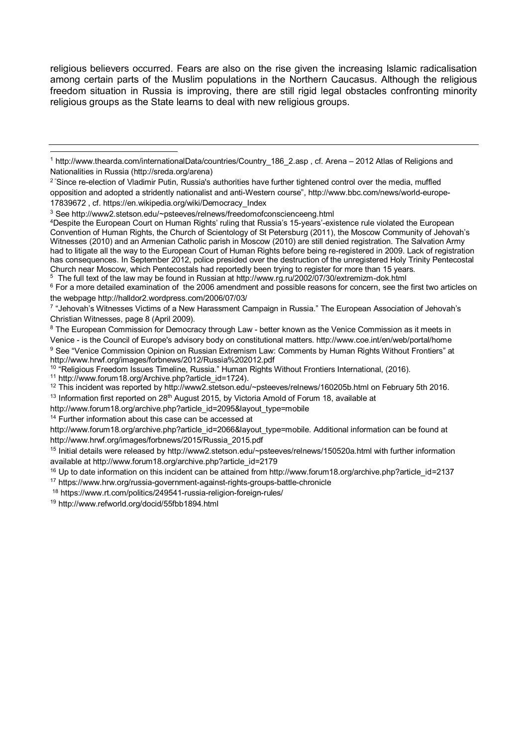religious believers occurred. Fears are also on the rise given the increasing Islamic radicalisation among certain parts of the Muslim populations in the Northern Caucasus. Although the religious freedom situation in Russia is improving, there are still rigid legal obstacles confronting minority religious groups as the State learns to deal with new religious groups.

---

[1] http://www.thearda.com/internationalData/countries/Country_186_2.asp , cf. Arena – 2012 Atlas of Religions and Nationalities in Russia (http://sreda.org/arena)

[2] "Since re-election of Vladimir Putin, Russia's authorities have further tightened control over the media, muffled opposition and adopted a stridently nationalist and anti-Western course", http://www.bbc.com/news/world-europe-17839672 , cf. https://en.wikipedia.org/wiki/Democracy_Index

[3] See http://www2.stetson.edu/~psteeves/relnews/freedomofconscienceeng.html

[4] Despite the European Court on Human Rights' ruling that Russia's 15-years'-existence rule violated the European Convention of Human Rights, the Church of Scientology of St Petersburg (2011), the Moscow Community of Jehovah's Witnesses (2010) and an Armenian Catholic parish in Moscow (2010) are still denied registration. The Salvation Army had to litigate all the way to the European Court of Human Rights before being re-registered in 2009. Lack of registration has consequences. In September 2012, police presided over the destruction of the unregistered Holy Trinity Pentecostal Church near Moscow, which Pentecostals had reportedly been trying to register for more than 15 years.

[5] The full text of the law may be found in Russian at http://www.rg.ru/2002/07/30/extremizm-dok.html

[6] For a more detailed examination of the 2006 amendment and possible reasons for concern, see the first two articles on the webpage http://halldor2.wordpress.com/2006/07/03/

[7] "Jehovah's Witnesses Victims of a New Harassment Campaign in Russia." The European Association of Jehovah's Christian Witnesses, page 8 (April 2009).

[8] The European Commission for Democracy through Law - better known as the Venice Commission as it meets in Venice - is the Council of Europe's advisory body on constitutional matters. http://www.coe.int/en/web/portal/home

[9] See "Venice Commission Opinion on Russian Extremism Law: Comments by Human Rights Without Frontiers" at http://www.hrwf.org/images/forbnews/2012/Russia%202012.pdf

[10] "Religious Freedom Issues Timeline, Russia." Human Rights Without Frontiers International, (2016).

[11] http://www.forum18.org/Archive.php?article_id=1724).

[12] This incident was reported by http://www2.stetson.edu/~psteeves/relnews/160205b.html on February 5th 2016.

[13] Information first reported on 28th August 2015, by Victoria Arnold of Forum 18, available at http://www.forum18.org/archive.php?article_id=2095&layout_type=mobile

[14] Further information about this case can be accessed at http://www.forum18.org/archive.php?article_id=2066&layout_type=mobile. Additional information can be found at http://www.hrwf.org/images/forbnews/2015/Russia_2015.pdf

[15] Initial details were released by http://www2.stetson.edu/~psteeves/relnews/150520a.html with further information available at http://www.forum18.org/archive.php?article_id=2179

[16] Up to date information on this incident can be attained from http://www.forum18.org/archive.php?article_id=2137

[17] https://www.hrw.org/russia-government-against-rights-groups-battle-chronicle

[18] https://www.rt.com/politics/249541-russia-religion-foreign-rules/

[19] http://www.refworld.org/docid/55fbb1894.html